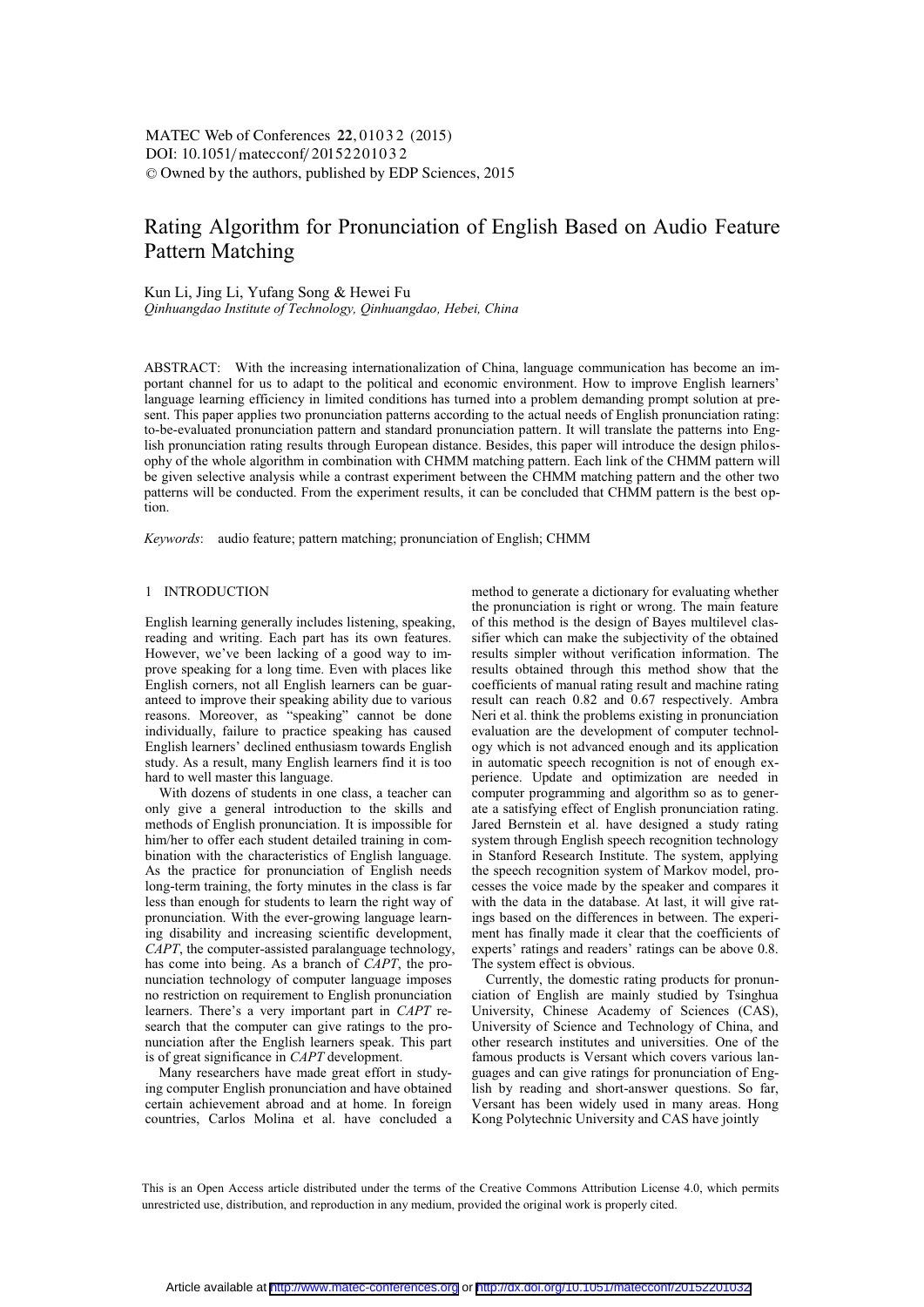# Rating Algorithm for Pronunciation of English Based on Audio Feature Pattern Matching

Kun Li, Jing Li, Yufang Song & Hewei Fu

*Qinhuangdao Institute of Technology, Qinhuangdao, Hebei, China*

ABSTRACT: With the increasing internationalization of China, language communication has become an important channel for us to adapt to the political and economic environment. How to improve English learners' language learning efficiency in limited conditions has turned into a problem demanding prompt solution at present. This paper applies two pronunciation patterns according to the actual needs of English pronunciation rating: to-be-evaluated pronunciation pattern and standard pronunciation pattern. It will translate the patterns into English pronunciation rating results through European distance. Besides, this paper will introduce the design philosophy of the whole algorithm in combination with CHMM matching pattern. Each link of the CHMM pattern will be given selective analysis while a contrast experiment between the CHMM matching pattern and the other two patterns will be conducted. From the experiment results, it can be concluded that CHMM pattern is the best option.

*Keywords*: audio feature; pattern matching; pronunciation of English; CHMM

## 1 INTRODUCTION

English learning generally includes listening, speaking, reading and writing. Each part has its own features. However, we've been lacking of a good way to improve speaking for a long time. Even with places like English corners, not all English learners can be guaranteed to improve their speaking ability due to various reasons. Moreover, as "speaking" cannot be done individually, failure to practice speaking has caused English learners' declined enthusiasm towards English study. As a result, many English learners find it is too hard to well master this language.

With dozens of students in one class, a teacher can only give a general introduction to the skills and methods of English pronunciation. It is impossible for him/her to offer each student detailed training in combination with the characteristics of English language. As the practice for pronunciation of English needs long-term training, the forty minutes in the class is far less than enough for students to learn the right way of pronunciation. With the ever-growing language learning disability and increasing scientific development, *CAPT*, the computer-assisted paralanguage technology, has come into being. As a branch of *CAPT*, the pronunciation technology of computer language imposes no restriction on requirement to English pronunciation learners. There's a very important part in *CAPT* research that the computer can give ratings to the pronunciation after the English learners speak. This part is of great significance in *CAPT* development.

Many researchers have made great effort in studying computer English pronunciation and have obtained certain achievement abroad and at home. In foreign countries, Carlos Molina et al. have concluded a method to generate a dictionary for evaluating whether the pronunciation is right or wrong. The main feature of this method is the design of Bayes multilevel classifier which can make the subjectivity of the obtained results simpler without verification information. The results obtained through this method show that the coefficients of manual rating result and machine rating result can reach 0.82 and 0.67 respectively. Ambra Neri et al. think the problems existing in pronunciation evaluation are the development of computer technology which is not advanced enough and its application in automatic speech recognition is not of enough experience. Update and optimization are needed in computer programming and algorithm so as to generate a satisfying effect of English pronunciation rating. Jared Bernstein et al. have designed a study rating system through English speech recognition technology in Stanford Research Institute. The system, applying the speech recognition system of Markov model, processes the voice made by the speaker and compares it with the data in the database. At last, it will give ratings based on the differences in between. The experiment has finally made it clear that the coefficients of experts' ratings and readers' ratings can be above 0.8. The system effect is obvious.

Currently, the domestic rating products for pronunciation of English are mainly studied by Tsinghua University, Chinese Academy of Sciences (CAS), University of Science and Technology of China, and other research institutes and universities. One of the famous products is Versant which covers various languages and can give ratings for pronunciation of English by reading and short-answer questions. So far, Versant has been widely used in many areas. Hong Kong Polytechnic University and CAS have jointly

This is an Open Access article distributed under the terms of the Creative Commons Attribution License 4.0, which permits unrestricted use, distribution, and reproduction in any medium, provided the original work is properly cited.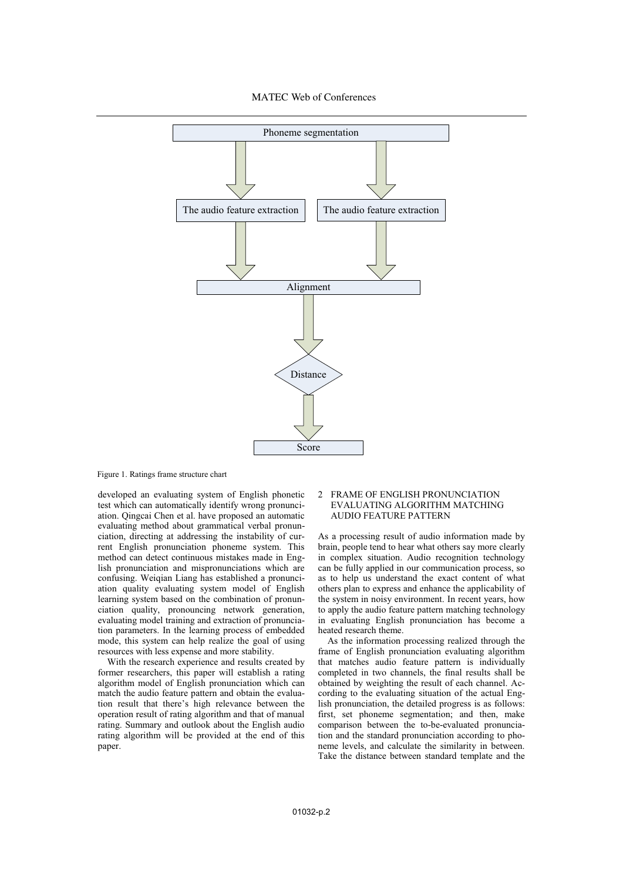Phoneme segmentation

The audio feature extraction

The audio feature extraction

Alignment

Distance

Score

Figure 1. Ratings frame structure chart

developed an evaluating system of English phonetic test which can automatically identify wrong pronunciation. Qingcai Chen et al. have proposed an automatic evaluating method about grammatical verbal pronunciation, directing at addressing the instability of current English pronunciation phoneme system. This method can detect continuous mistakes made in English pronunciation and mispronunciations which are confusing. Weiqian Liang has established a pronunciation quality evaluating system model of English learning system based on the combination of pronunciation quality, pronouncing network generation, evaluating model training and extraction of pronunciation parameters. In the learning process of embedded mode, this system can help realize the goal of using resources with less expense and more stability.

With the research experience and results created by former researchers, this paper will establish a rating algorithm model of English pronunciation which can match the audio feature pattern and obtain the evaluation result that there's high relevance between the operation result of rating algorithm and that of manual rating. Summary and outlook about the English audio rating algorithm will be provided at the end of this paper.

## 2 FRAME OF ENGLISH PRONUNCIATION EVALUATING ALGORITHM MATCHING AUDIO FEATURE PATTERN

As a processing result of audio information made by brain, people tend to hear what others say more clearly in complex situation. Audio recognition technology can be fully applied in our communication process, so as to help us understand the exact content of what others plan to express and enhance the applicability of the system in noisy environment. In recent years, how to apply the audio feature pattern matching technology in evaluating English pronunciation has become a heated research theme.

As the information processing realized through the frame of English pronunciation evaluating algorithm that matches audio feature pattern is individually completed in two channels, the final results shall be obtained by weighting the result of each channel. According to the evaluating situation of the actual English pronunciation, the detailed progress is as follows: first, set phoneme segmentation; and then, make comparison between the to-be-evaluated pronunciation and the standard pronunciation according to phoneme levels, and calculate the similarity in between. Take the distance between standard template and the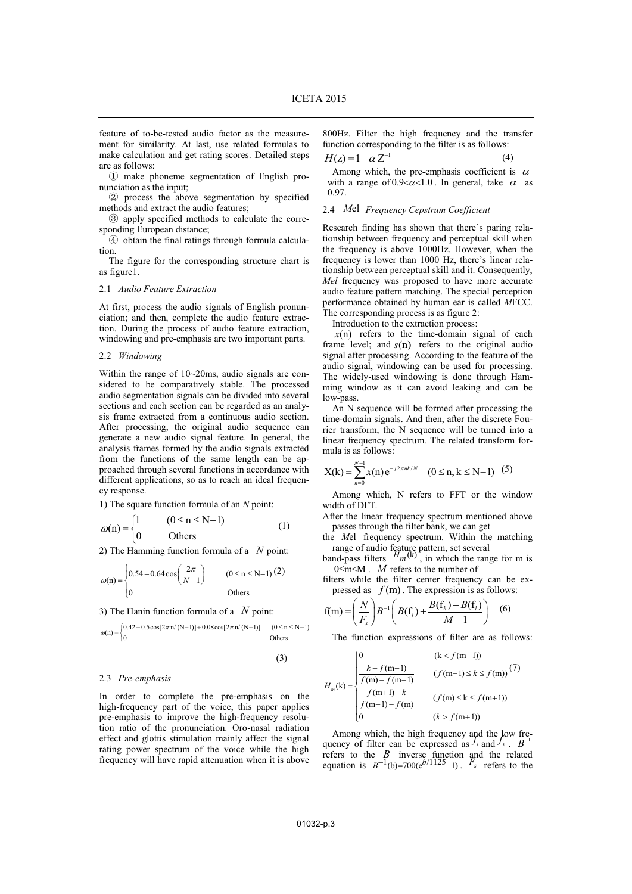feature of to-be-tested audio factor as the measurement for similarity. At last, use related formulas to make calculation and get rating scores. Detailed steps are as follows:

① make phoneme segmentation of English pronunciation as the input;

② process the above segmentation by specified methods and extract the audio features;

③ apply specified methods to calculate the corresponding European distance;

④ obtain the final ratings through formula calculation.

The figure for the corresponding structure chart is as figure1.

### 2.1 *Audio Feature Extraction*

At first, process the audio signals of English pronunciation; and then, complete the audio feature extraction. During the process of audio feature extraction, windowing and pre-emphasis are two important parts.

### 2.2 *Windowing*

Within the range of 10~20ms, audio signals are considered to be comparatively stable. The processed audio segmentation signals can be divided into several sections and each section can be regarded as an analysis frame extracted from a continuous audio section. After processing, the original audio sequence can generate a new audio signal feature. In general, the analysis frames formed by the audio signals extracted from the functions of the same length can be approached through several functions in accordance with different applications, so as to reach an ideal frequency response.

1) The square function formula of an *N* point:

$$\omega(\mathrm{n}) = \begin{cases} 1 & (0 \le \mathrm{n} \le \mathrm{N}-1) \\ 0 & \text{Others} \end{cases} \qquad (1)$$

2) The Hamming function formula of a $N$ point:

$$\omega(\mathrm{n}) = \begin{cases} 0.54 - 0.64\cos\left(\dfrac{2\pi}{N-1}\right) & (0 \le \mathrm{n} \le \mathrm{N}-1) \\ 0 & \text{Others} \end{cases} \qquad (2)$$

3) The Hanin function formula of a $N$ point:

$$\omega(\mathrm{n}) = \begin{cases} 0.42 - 0.5\cos[2\pi \mathrm{n}/(\mathrm{N}-1)] + 0.08\cos[2\pi \mathrm{n}/(\mathrm{N}-1)] & (0 \le \mathrm{n} \le \mathrm{N}-1) \\ 0 & \text{Others} \end{cases} \qquad (3)$$

### 2.3 *Pre-emphasis*

In order to complete the pre-emphasis on the high-frequency part of the voice, this paper applies pre-emphasis to improve the high-frequency resolution ratio of the pronunciation. Oro-nasal radiation effect and glottis stimulation mainly affect the signal rating power spectrum of the voice while the high frequency will have rapid attenuation when it is above 800Hz. Filter the high frequency and the transfer function corresponding to the filter is as follows:

$$H(\mathrm{z}) = 1 - \alpha \mathrm{Z}^{-1} \qquad (4)$$

Among which, the pre-emphasis coefficient is $\alpha$ with a range of $0.9<\alpha<1.0$. In general, take $\alpha$ as 0.97.

### 2.4 *Mel Frequency Cepstrum Coefficient*

Research finding has shown that there's paring relationship between frequency and perceptual skill when the frequency is above 1000Hz. However, when the frequency is lower than 1000 Hz, there's linear relationship between perceptual skill and it. Consequently, *Mel* frequency was proposed to have more accurate audio feature pattern matching. The special perception performance obtained by human ear is called *M*FCC. The corresponding process is as figure 2:

Introduction to the extraction process:

$x(\mathrm{n})$ refers to the time-domain signal of each frame level; and $s(\mathrm{n})$ refers to the original audio signal after processing. According to the feature of the audio signal, windowing can be used for processing. The widely-used windowing is done through Hamming window as it can avoid leaking and can be low-pass.

An N sequence will be formed after processing the time-domain signals. And then, after the discrete Fourier transform, the N sequence will be turned into a linear frequency spectrum. The related transform formula is as follows:

$$\mathrm{X(k)} = \sum_{n=0}^{N-1} x(\mathrm{n})\,\mathrm{e}^{-j2\pi nk/N} \quad (0 \le \mathrm{n}, \mathrm{k} \le \mathrm{N}-1) \qquad (5)$$

Among which, N refers to FFT or the window width of DFT.

After the linear frequency spectrum mentioned above passes through the filter bank, we can get the *M*el frequency spectrum. Within the matching range of audio feature pattern, set several band-pass filters $H_m(\mathrm{k})$, in which the range for m is $0 \le m < M$. $M$ refers to the number of filters while the filter center frequency can be expressed as $f(\mathrm{m})$. The expression is as follows:

$$\mathrm{f(m)} = \left(\frac{N}{F_s}\right) B^{-1}\left(B(\mathrm{f}_l) + \frac{B(\mathrm{f}_h) - B(\mathrm{f}_l)}{M+1}\right) \qquad (6)$$

The function expressions of filter are as follows:

$$H_m(\mathrm{k}) = \begin{cases} 0 & (\mathrm{k} < f(\mathrm{m}-1)) \\ \dfrac{k - f(\mathrm{m}-1)}{f(\mathrm{m}) - f(\mathrm{m}-1)} & (f(\mathrm{m}-1) \le k \le f(\mathrm{m})) \\ \dfrac{f(\mathrm{m}+1) - k}{f(\mathrm{m}+1) - f(\mathrm{m})} & (f(\mathrm{m}) \le \mathrm{k} \le f(\mathrm{m}+1)) \\ 0 & (k > f(\mathrm{m}+1)) \end{cases} \qquad (7)$$

Among which, the high frequency and the low frequency of filter can be expressed as $f_l$ and $f_h$. $B^{-1}$ refers to the $B$ inverse function and the related equation is $B^{-1}(\mathrm{b}) = 700(\mathrm{e}^{b/1125} - 1)$. $F_s$ refers to the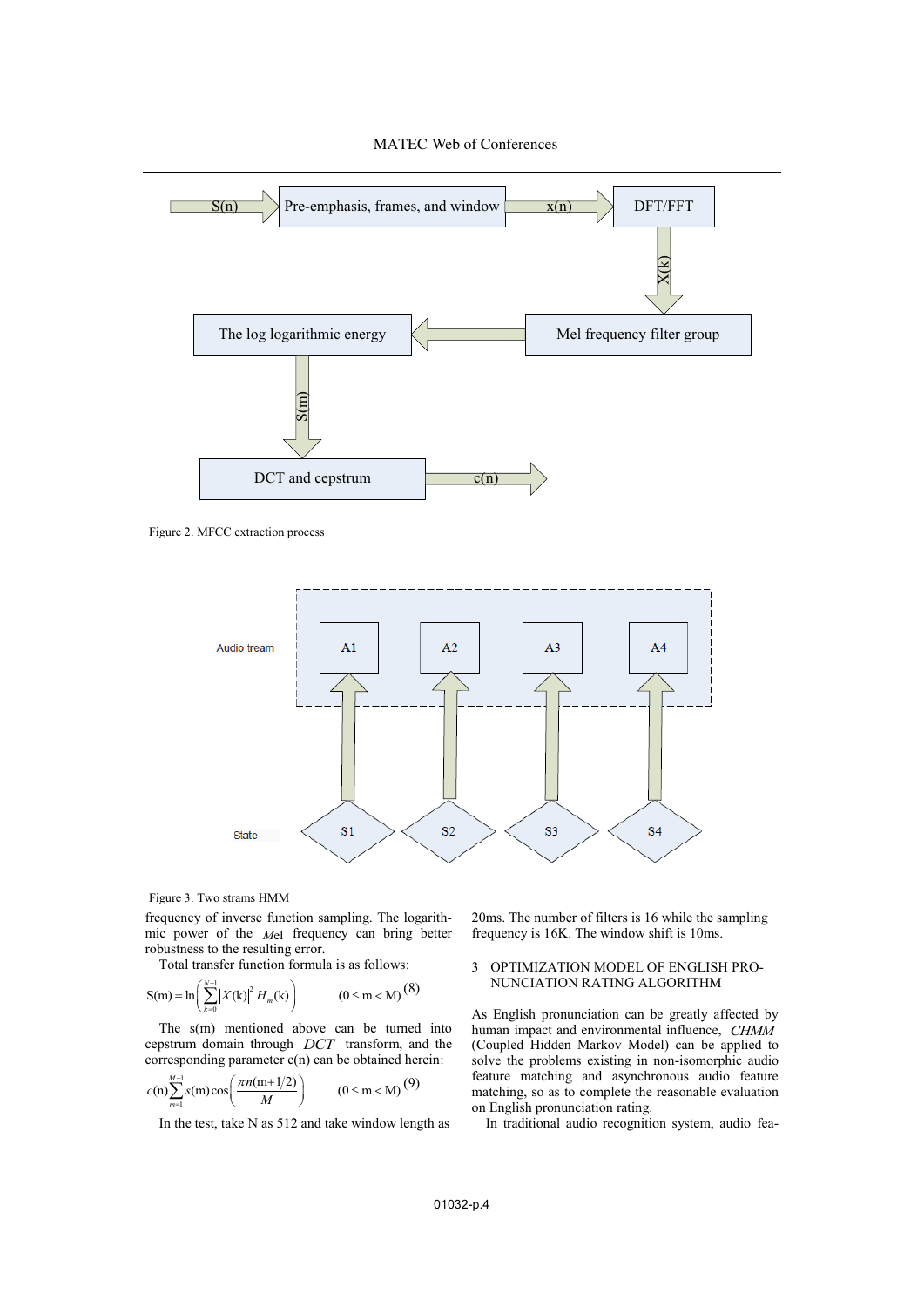S(n)

Pre-emphasis, frames, and window

x(n)

DFT/FFT

X(k)

Mel frequency filter group

The log logarithmic energy

S(m)

DCT and cepstrum

c(n)

Figure 2. MFCC extraction process

Audio tream

A1

A2

A3

A4

State

S1

S2

S3

S4

Figure 3. Two strams HMM

frequency of inverse function sampling. The logarithmic power of the $Mel$ frequency can bring better robustness to the resulting error.

Total transfer function formula is as follows:

$$S(m) = \ln\left(\sum_{k=0}^{N-1} |X(k)|^2 H_m(k)\right) \qquad (0 \le m < M) \tag{8}$$

The s(m) mentioned above can be turned into cepstrum domain through $DCT$ transform, and the corresponding parameter c(n) can be obtained herein:

$$c(n)\sum_{m=1}^{M-1} s(m)\cos\left(\frac{\pi n(m+1/2)}{M}\right) \qquad (0 \le m < M) \tag{9}$$

In the test, take N as 512 and take window length as 20ms. The number of filters is 16 while the sampling frequency is 16K. The window shift is 10ms.

## 3 OPTIMIZATION MODEL OF ENGLISH PRONUNCIATION RATING ALGORITHM

As English pronunciation can be greatly affected by human impact and environmental influence, $CHMM$ (Coupled Hidden Markov Model) can be applied to solve the problems existing in non-isomorphic audio feature matching and asynchronous audio feature matching, so as to complete the reasonable evaluation on English pronunciation rating.

In traditional audio recognition system, audio fea-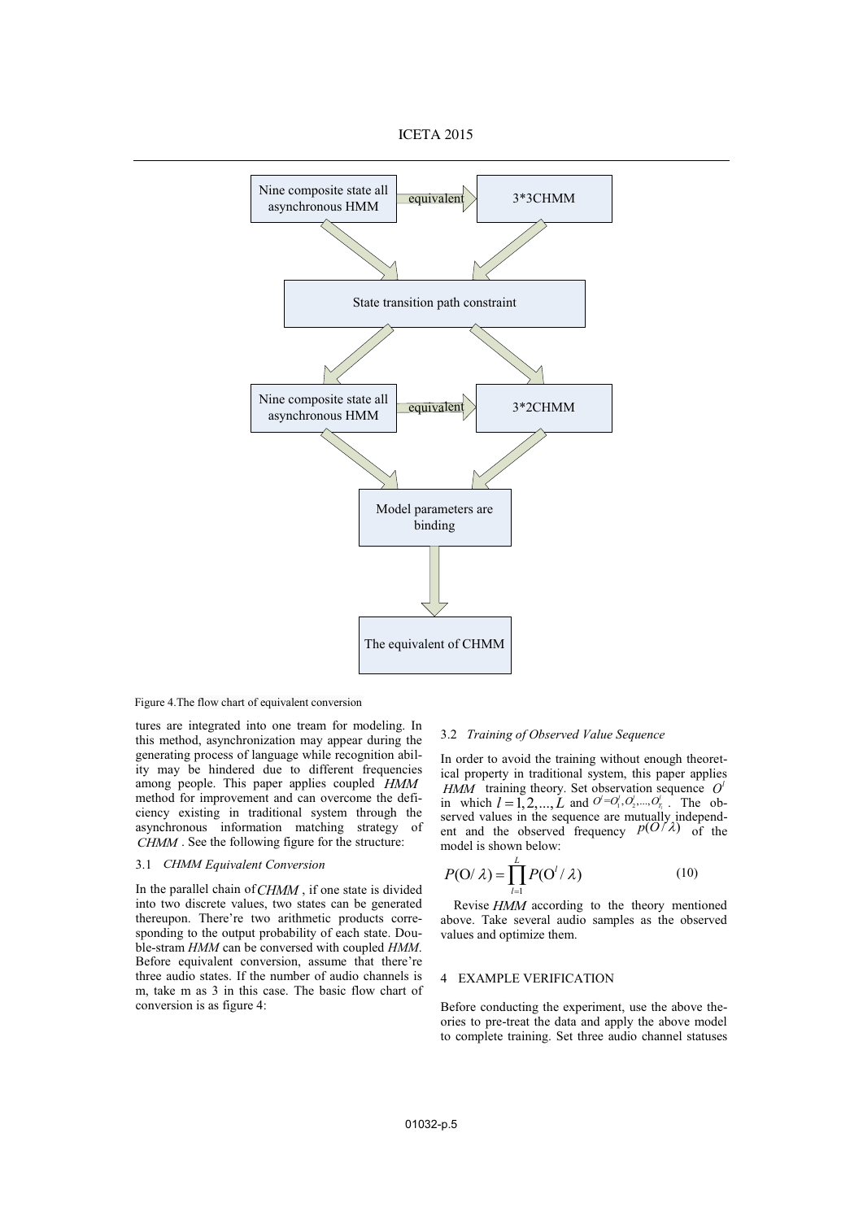Nine composite state all asynchronous HMM

equivalent

3*3CHMM

State transition path constraint

Nine composite state all asynchronous HMM

equivalent

3*2CHMM

Model parameters are binding

The equivalent of CHMM

Figure 4.The flow chart of equivalent conversion

tures are integrated into one tream for modeling. In this method, asynchronization may appear during the generating process of language while recognition ability may be hindered due to different frequencies among people. This paper applies coupled *HMM* method for improvement and can overcome the deficiency existing in traditional system through the asynchronous information matching strategy of *CHMM* . See the following figure for the structure:

### 3.1 *CHMM Equivalent Conversion*

In the parallel chain of *CHMM* , if one state is divided into two discrete values, two states can be generated thereupon. There're two arithmetic products corresponding to the output probability of each state. Double-stram *HMM* can be conversed with coupled *HMM*. Before equivalent conversion, assume that there're three audio states. If the number of audio channels is m, take m as 3 in this case. The basic flow chart of conversion is as figure 4:

### 3.2 *Training of Observed Value Sequence*

In order to avoid the training without enough theoretical property in traditional system, this paper applies *HMM* training theory. Set observation sequence $O^l$ in which $l = 1, 2, ..., L$ and $O^l = O_1^l, O_2^l, ..., O_{T_l}^l$ . The observed values in the sequence are mutually independent and the observed frequency $p(O/\lambda)$ of the model is shown below:

$$P(\mathrm{O}/\lambda) = \prod_{l=1}^{L} P(\mathrm{O}^l/\lambda) \tag{10}$$

Revise *HMM* according to the theory mentioned above. Take several audio samples as the observed values and optimize them.

## 4 EXAMPLE VERIFICATION

Before conducting the experiment, use the above theories to pre-treat the data and apply the above model to complete training. Set three audio channel statuses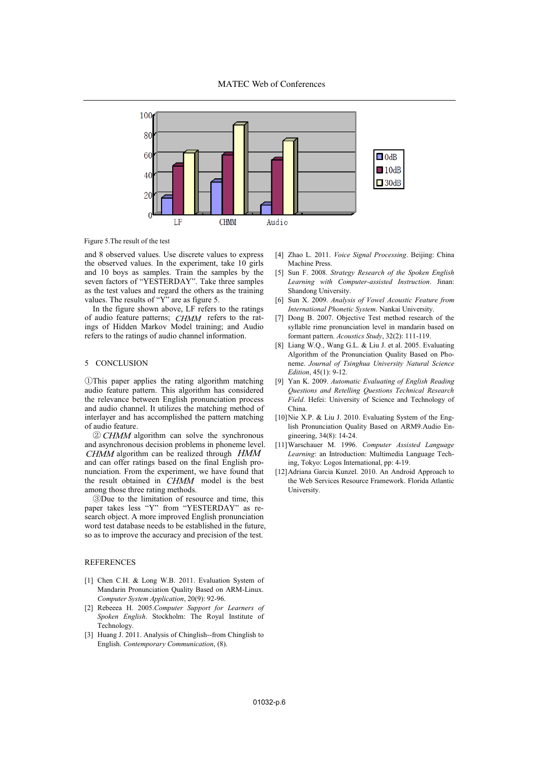100
80
60
40
20
0
LF
CHMM
Audio
0dB
10dB
30dB

Figure 5.The result of the test

and 8 observed values. Use discrete values to express the observed values. In the experiment, take 10 girls and 10 boys as samples. Train the samples by the seven factors of "YESTERDAY". Take three samples as the test values and regard the others as the training values. The results of "Y" are as figure 5.

In the figure shown above, LF refers to the ratings of audio feature patterns; *CHMM* refers to the ratings of Hidden Markov Model training; and Audio refers to the ratings of audio channel information.

## 5 CONCLUSION

①This paper applies the rating algorithm matching audio feature pattern. This algorithm has considered the relevance between English pronunciation process and audio channel. It utilizes the matching method of interlayer and has accomplished the pattern matching of audio feature.

② *CHMM* algorithm can solve the synchronous and asynchronous decision problems in phoneme level. *CHMM* algorithm can be realized through *HMM* and can offer ratings based on the final English pronunciation. From the experiment, we have found that the result obtained in *CHMM* model is the best among those three rating methods.

③Due to the limitation of resource and time, this paper takes less "Y" from "YESTERDAY" as research object. A more improved English pronunciation word test database needs to be established in the future, so as to improve the accuracy and precision of the test.

## REFERENCES

[1] Chen C.H. & Long W.B. 2011. Evaluation System of Mandarin Pronunciation Quality Based on ARM-Linux. *Computer System Application*, 20(9): 92-96.

[2] Rebeeea H. 2005.*Computer Support for Learners of Spoken English*. Stockholm: The Royal Institute of Technology.

[3] Huang J. 2011. Analysis of Chinglish--from Chinglish to English. *Contemporary Communication*, (8).

[4] Zhao L. 2011. *Voice Signal Processing*. Beijing: China Machine Press.

[5] Sun F. 2008. *Strategy Research of the Spoken English Learning with Computer-assisted Instruction*. Jinan: Shandong University.

[6] Sun X. 2009. *Analysis of Vowel Acoustic Feature from International Phonetic System*. Nankai University.

[7] Dong B. 2007. Objective Test method research of the syllable rime pronunciation level in mandarin based on formant pattern. *Acoustics Study*, 32(2): 111-119.

[8] Liang W.Q., Wang G.L. & Liu J. et al. 2005. Evaluating Algorithm of the Pronunciation Quality Based on Phoneme. *Journal of Tsinghua University Natural Science Edition*, 45(1): 9-12.

[9] Yan K. 2009. *Automatic Evaluating of English Reading Questions and Retelling Questions Technical Research Field*. Hefei: University of Science and Technology of China.

[10] Nie X.P. & Liu J. 2010. Evaluating System of the English Pronunciation Quality Based on ARM9.Audio Engineering, 34(8): 14-24.

[11] Warschauer M. 1996. *Computer Assisted Language Learning*: an Introduction: Multimedia Language Teching, Tokyo: Logos International, pp: 4-19.

[12] Adriana Garcia Kunzel. 2010. An Android Approach to the Web Services Resource Framework. Florida Atlantic University.